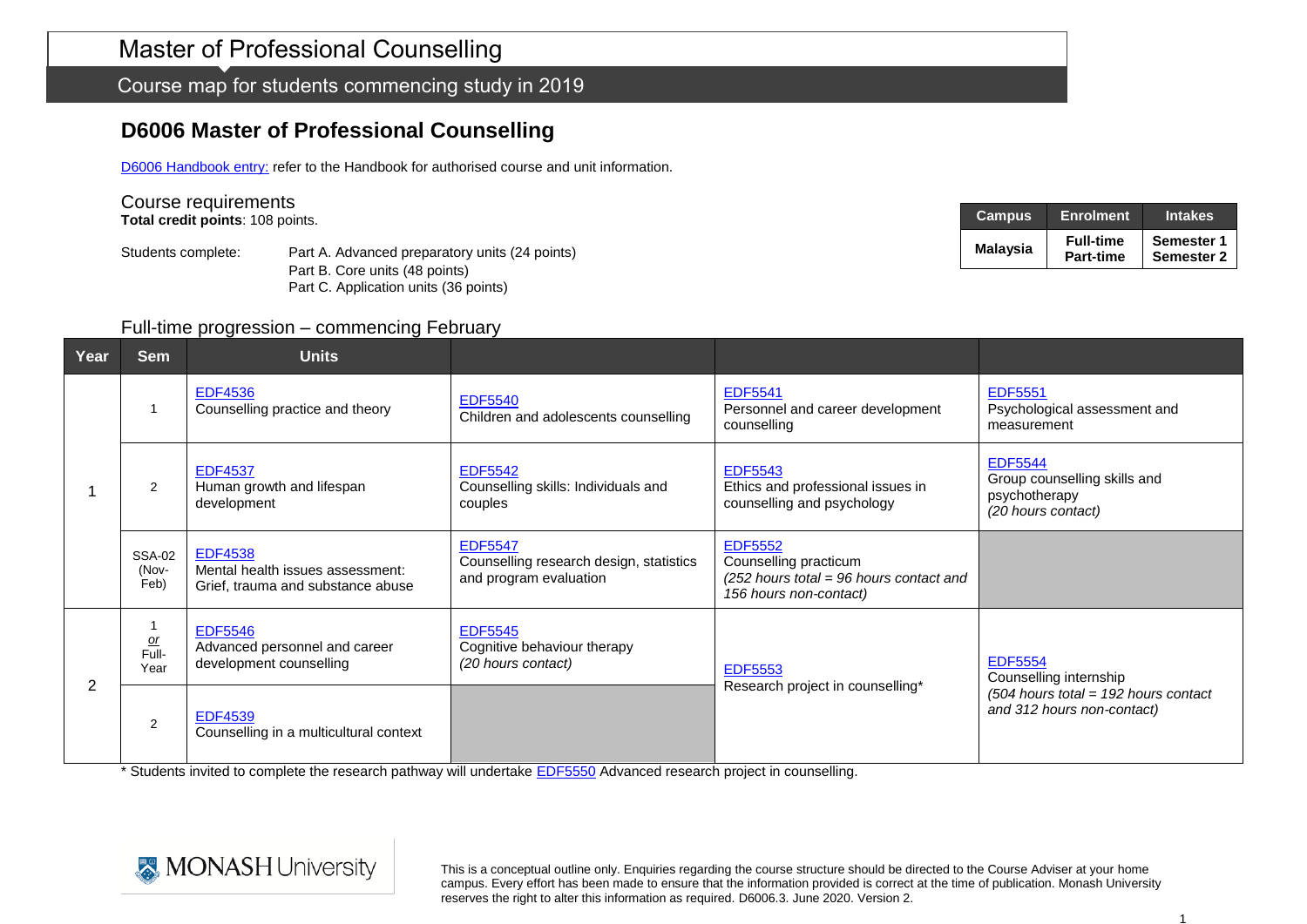# Master of Professional Counselling

Course map for students commencing study in 2019

## D6006 Master of Professional Counselling

[D6006 Handbook entry:](#) refer to the Handbook for authorised course and unit information.

### Course requirements

**Total credit points**: 108 points.

Students complete:
- Part A. Advanced preparatory units (24 points)
- Part B. Core units (48 points)
- Part C. Application units (36 points)

| Campus | Enrolment | Intakes |
|---|---|---|
| **Malaysia** | **Full-time Part-time** | **Semester 1 Semester 2** |

### Full-time progression – commencing February

| Year | Sem | Units | | | |
|---|---|---|---|---|---|
| 1 | 1 | EDF4536 Counselling practice and theory | EDF5540 Children and adolescents counselling | EDF5541 Personnel and career development counselling | EDF5551 Psychological assessment and measurement |
| | 2 | EDF4537 Human growth and lifespan development | EDF5542 Counselling skills: Individuals and couples | EDF5543 Ethics and professional issues in counselling and psychology | EDF5544 Group counselling skills and psychotherapy *(20 hours contact)* |
| | SSA-02 (Nov-Feb) | EDF4538 Mental health issues assessment: Grief, trauma and substance abuse | EDF5547 Counselling research design, statistics and program evaluation | EDF5552 Counselling practicum *(252 hours total = 96 hours contact and 156 hours non-contact)* | |
| 2 | 1 *or* Full-Year | EDF5546 Advanced personnel and career development counselling | EDF5545 Cognitive behaviour therapy *(20 hours contact)* | EDF5553 Research project in counselling* | EDF5554 Counselling internship *(504 hours total = 192 hours contact and 312 hours non-contact)* |
| | 2 | EDF4539 Counselling in a multicultural context | | | |

\* Students invited to complete the research pathway will undertake EDF5550 Advanced research project in counselling.

This is a conceptual outline only. Enquiries regarding the course structure should be directed to the Course Adviser at your home campus. Every effort has been made to ensure that the information provided is correct at the time of publication. Monash University reserves the right to alter this information as required. D6006.3. June 2020. Version 2.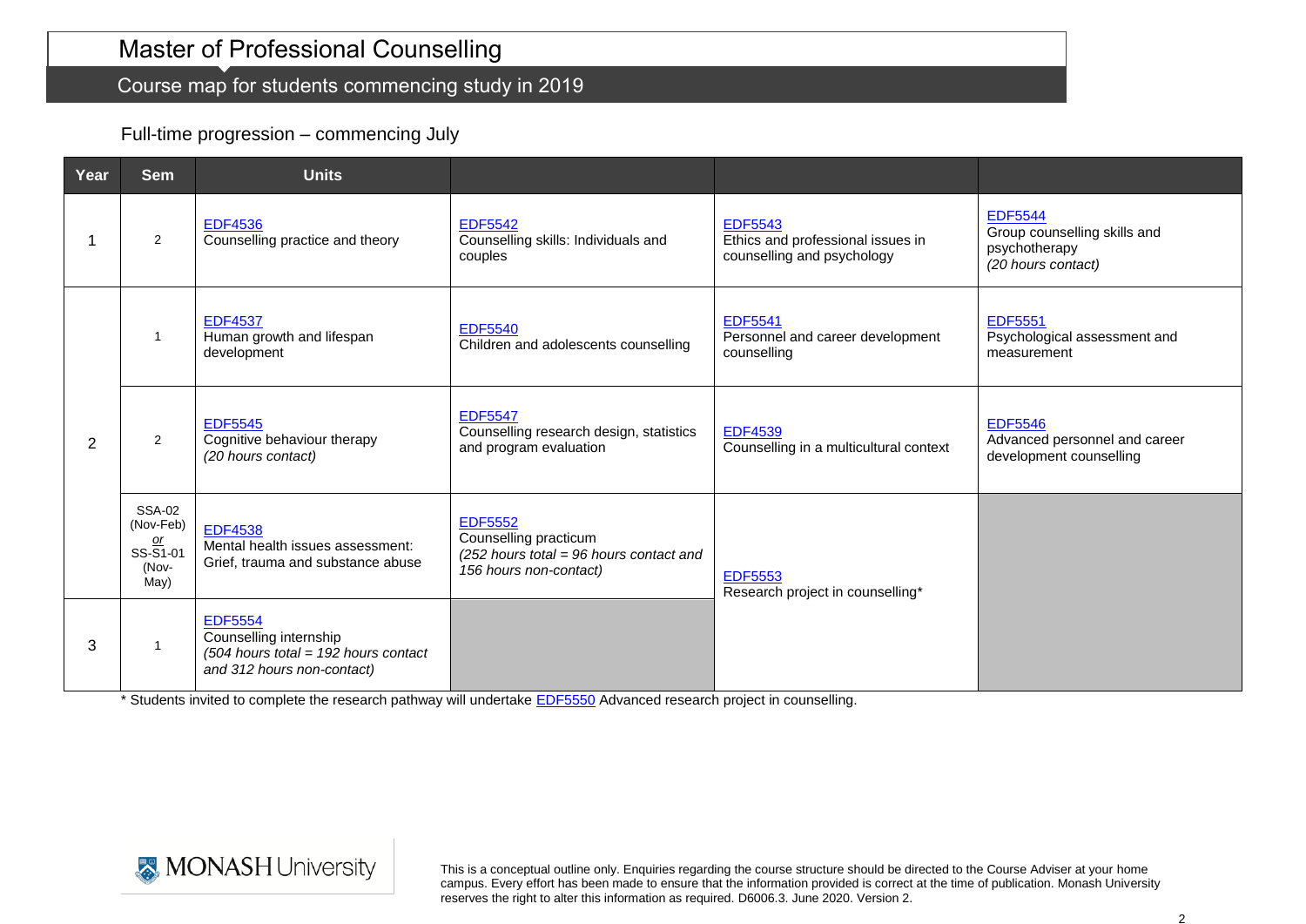# Master of Professional Counselling

## Course map for students commencing study in 2019

### Full-time progression – commencing July

| Year | Sem | Units | | | |
|---|---|---|---|---|---|
| 1 | 2 | EDF4536 Counselling practice and theory | EDF5542 Counselling skills: Individuals and couples | EDF5543 Ethics and professional issues in counselling and psychology | EDF5544 Group counselling skills and psychotherapy *(20 hours contact)* |
| 2 | 1 | EDF4537 Human growth and lifespan development | EDF5540 Children and adolescents counselling | EDF5541 Personnel and career development counselling | EDF5551 Psychological assessment and measurement |
| | 2 | EDF5545 Cognitive behaviour therapy *(20 hours contact)* | EDF5547 Counselling research design, statistics and program evaluation | EDF4539 Counselling in a multicultural context | EDF5546 Advanced personnel and career development counselling |
| | SSA-02 (Nov-Feb) *or* SS-S1-01 (Nov-May) | EDF4538 Mental health issues assessment: Grief, trauma and substance abuse | EDF5552 Counselling practicum *(252 hours total = 96 hours contact and 156 hours non-contact)* | EDF5553 Research project in counselling* | |
| 3 | 1 | EDF5554 Counselling internship *(504 hours total = 192 hours contact and 312 hours non-contact)* | | | |

\* Students invited to complete the research pathway will undertake EDF5550 Advanced research project in counselling.

This is a conceptual outline only. Enquiries regarding the course structure should be directed to the Course Adviser at your home campus. Every effort has been made to ensure that the information provided is correct at the time of publication. Monash University reserves the right to alter this information as required. D6006.3. June 2020. Version 2.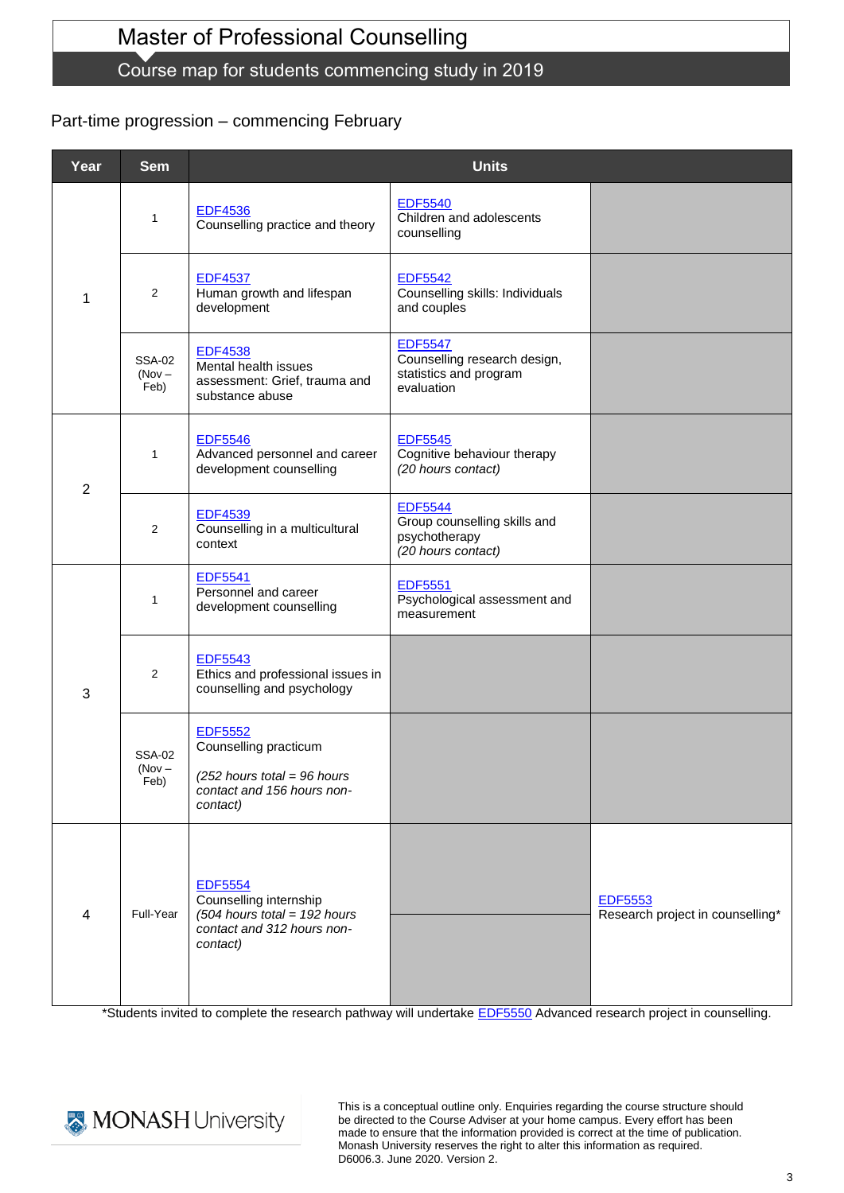# Master of Professional Counselling

## Course map for students commencing study in 2019

### Part-time progression – commencing February

| Year | Sem | Units | | |
|---|---|---|---|---|
| 1 | 1 | EDF4536 Counselling practice and theory | EDF5540 Children and adolescents counselling | |
| | 2 | EDF4537 Human growth and lifespan development | EDF5542 Counselling skills: Individuals and couples | |
| | SSA-02 (Nov – Feb) | EDF4538 Mental health issues assessment: Grief, trauma and substance abuse | EDF5547 Counselling research design, statistics and program evaluation | |
| 2 | 1 | EDF5546 Advanced personnel and career development counselling | EDF5545 Cognitive behaviour therapy *(20 hours contact)* | |
| | 2 | EDF4539 Counselling in a multicultural context | EDF5544 Group counselling skills and psychotherapy *(20 hours contact)* | |
| 3 | 1 | EDF5541 Personnel and career development counselling | EDF5551 Psychological assessment and measurement | |
| | 2 | EDF5543 Ethics and professional issues in counselling and psychology | | |
| | SSA-02 (Nov – Feb) | EDF5552 Counselling practicum *(252 hours total = 96 hours contact and 156 hours non-contact)* | | |
| 4 | Full-Year | EDF5554 Counselling internship *(504 hours total = 192 hours contact and 312 hours non-contact)* | | EDF5553 Research project in counselling* |

*Students invited to complete the research pathway will undertake EDF5550 Advanced research project in counselling.

MONASH University

This is a conceptual outline only. Enquiries regarding the course structure should be directed to the Course Adviser at your home campus. Every effort has been made to ensure that the information provided is correct at the time of publication. Monash University reserves the right to alter this information as required.
D6006.3. June 2020. Version 2.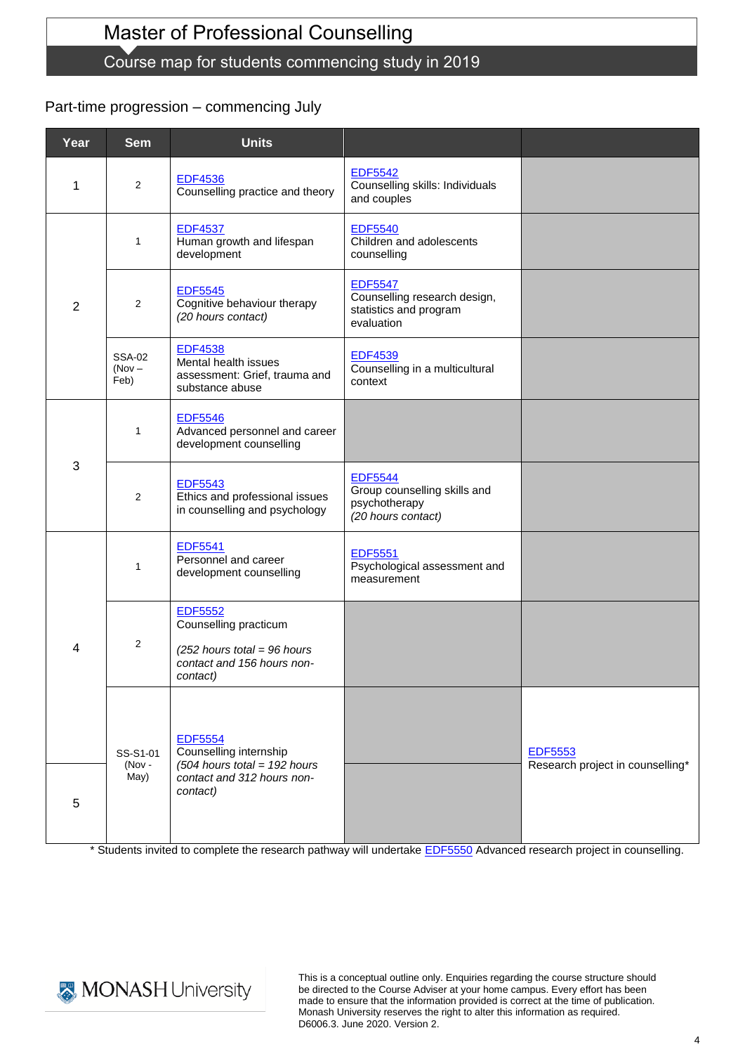# Master of Professional Counselling

## Course map for students commencing study in 2019

### Part-time progression – commencing July

| Year | Sem | Units | | |
|---|---|---|---|---|
| 1 | 2 | EDF4536<br>Counselling practice and theory | EDF5542<br>Counselling skills: Individuals and couples | |
| 2 | 1 | EDF4537<br>Human growth and lifespan development | EDF5540<br>Children and adolescents counselling | |
| | 2 | EDF5545<br>Cognitive behaviour therapy<br>*(20 hours contact)* | EDF5547<br>Counselling research design, statistics and program evaluation | |
| | SSA-02 (Nov – Feb) | EDF4538<br>Mental health issues assessment: Grief, trauma and substance abuse | EDF4539<br>Counselling in a multicultural context | |
| 3 | 1 | EDF5546<br>Advanced personnel and career development counselling | | |
| | 2 | EDF5543<br>Ethics and professional issues in counselling and psychology | EDF5544<br>Group counselling skills and psychotherapy<br>*(20 hours contact)* | |
| 4 | 1 | EDF5541<br>Personnel and career development counselling | EDF5551<br>Psychological assessment and measurement | |
| | 2 | EDF5552<br>Counselling practicum<br>*(252 hours total = 96 hours contact and 156 hours non-contact)* | | |
| 4–5 | SS-S1-01 (Nov - May) | EDF5554<br>Counselling internship<br>*(504 hours total = 192 hours contact and 312 hours non-contact)* | | EDF5553<br>Research project in counselling* |

\* Students invited to complete the research pathway will undertake EDF5550 Advanced research project in counselling.

MONASH University

This is a conceptual outline only. Enquiries regarding the course structure should be directed to the Course Adviser at your home campus. Every effort has been made to ensure that the information provided is correct at the time of publication. Monash University reserves the right to alter this information as required. D6006.3. June 2020. Version 2.